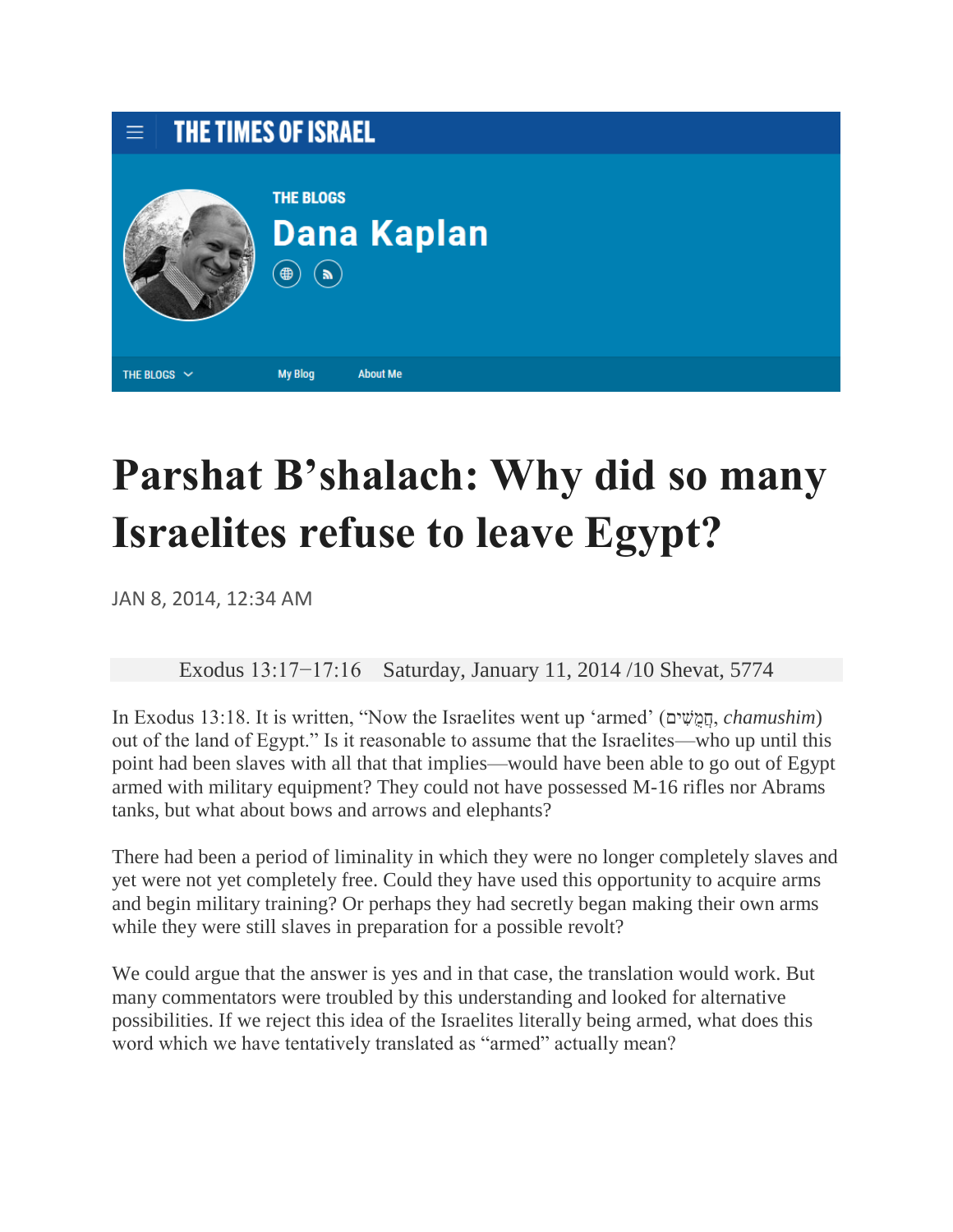THE TIMES OF ISRAEL

THE BLOGS

**Dana Kaplan**

THE BLOGS My Blog About Me

# Parshat B'shalach: Why did so many Israelites refuse to leave Egypt?

JAN 8, 2014, 12:34 AM

Exodus 13:17–17:16 Saturday, January 11, 2014 /10 Shevat, 5774

In Exodus 13:18. It is written, "Now the Israelites went up 'armed' (חֲמֻשִׁים, *chamushim*) out of the land of Egypt." Is it reasonable to assume that the Israelites—who up until this point had been slaves with all that that implies—would have been able to go out of Egypt armed with military equipment? They could not have possessed M-16 rifles nor Abrams tanks, but what about bows and arrows and elephants?

There had been a period of liminality in which they were no longer completely slaves and yet were not yet completely free. Could they have used this opportunity to acquire arms and begin military training? Or perhaps they had secretly began making their own arms while they were still slaves in preparation for a possible revolt?

We could argue that the answer is yes and in that case, the translation would work. But many commentators were troubled by this understanding and looked for alternative possibilities. If we reject this idea of the Israelites literally being armed, what does this word which we have tentatively translated as "armed" actually mean?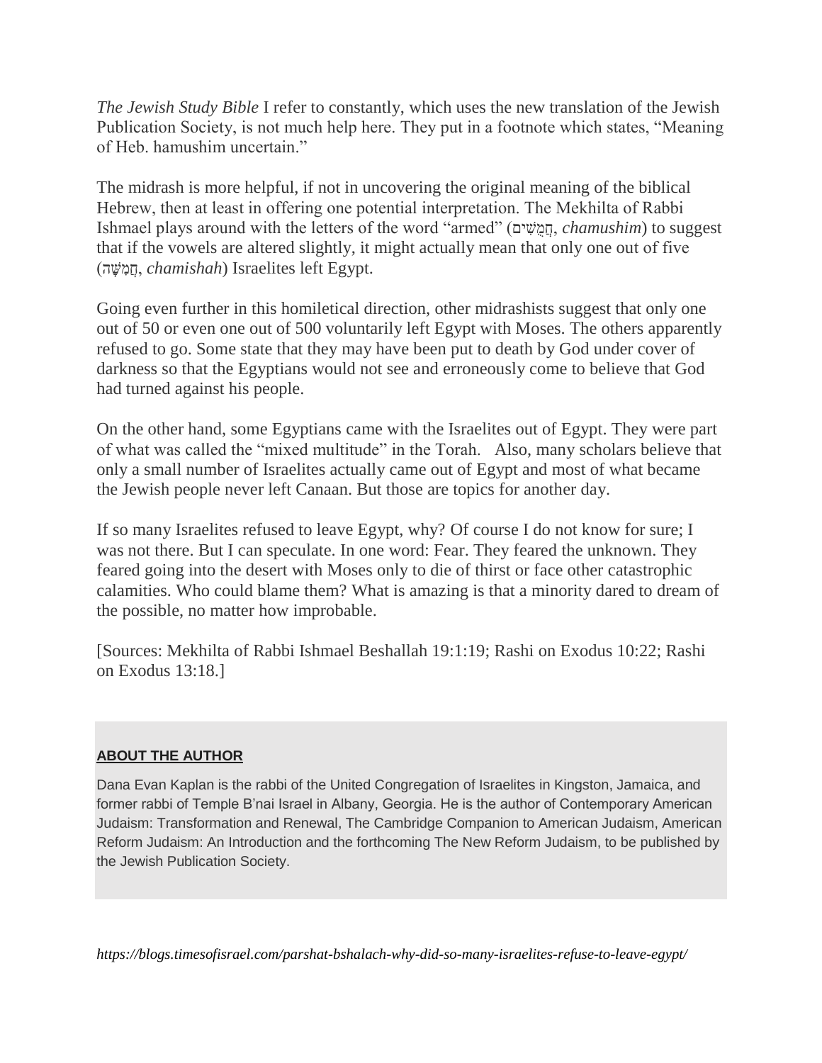*The Jewish Study Bible* I refer to constantly, which uses the new translation of the Jewish Publication Society, is not much help here. They put in a footnote which states, "Meaning of Heb. hamushim uncertain."

The midrash is more helpful, if not in uncovering the original meaning of the biblical Hebrew, then at least in offering one potential interpretation. The Mekhilta of Rabbi Ishmael plays around with the letters of the word "armed" (חֲמֻשִׁים, *chamushim*) to suggest that if the vowels are altered slightly, it might actually mean that only one out of five (חֲמִשָּׁה, *chamishah*) Israelites left Egypt.

Going even further in this homiletical direction, other midrashists suggest that only one out of 50 or even one out of 500 voluntarily left Egypt with Moses. The others apparently refused to go. Some state that they may have been put to death by God under cover of darkness so that the Egyptians would not see and erroneously come to believe that God had turned against his people.

On the other hand, some Egyptians came with the Israelites out of Egypt. They were part of what was called the "mixed multitude" in the Torah. Also, many scholars believe that only a small number of Israelites actually came out of Egypt and most of what became the Jewish people never left Canaan. But those are topics for another day.

If so many Israelites refused to leave Egypt, why? Of course I do not know for sure; I was not there. But I can speculate. In one word: Fear. They feared the unknown. They feared going into the desert with Moses only to die of thirst or face other catastrophic calamities. Who could blame them? What is amazing is that a minority dared to dream of the possible, no matter how improbable.

[Sources: Mekhilta of Rabbi Ishmael Beshallah 19:1:19; Rashi on Exodus 10:22; Rashi on Exodus 13:18.]

**ABOUT THE AUTHOR**

Dana Evan Kaplan is the rabbi of the United Congregation of Israelites in Kingston, Jamaica, and former rabbi of Temple B'nai Israel in Albany, Georgia. He is the author of Contemporary American Judaism: Transformation and Renewal, The Cambridge Companion to American Judaism, American Reform Judaism: An Introduction and the forthcoming The New Reform Judaism, to be published by the Jewish Publication Society.

*https://blogs.timesofisrael.com/parshat-bshalach-why-did-so-many-israelites-refuse-to-leave-egypt/*